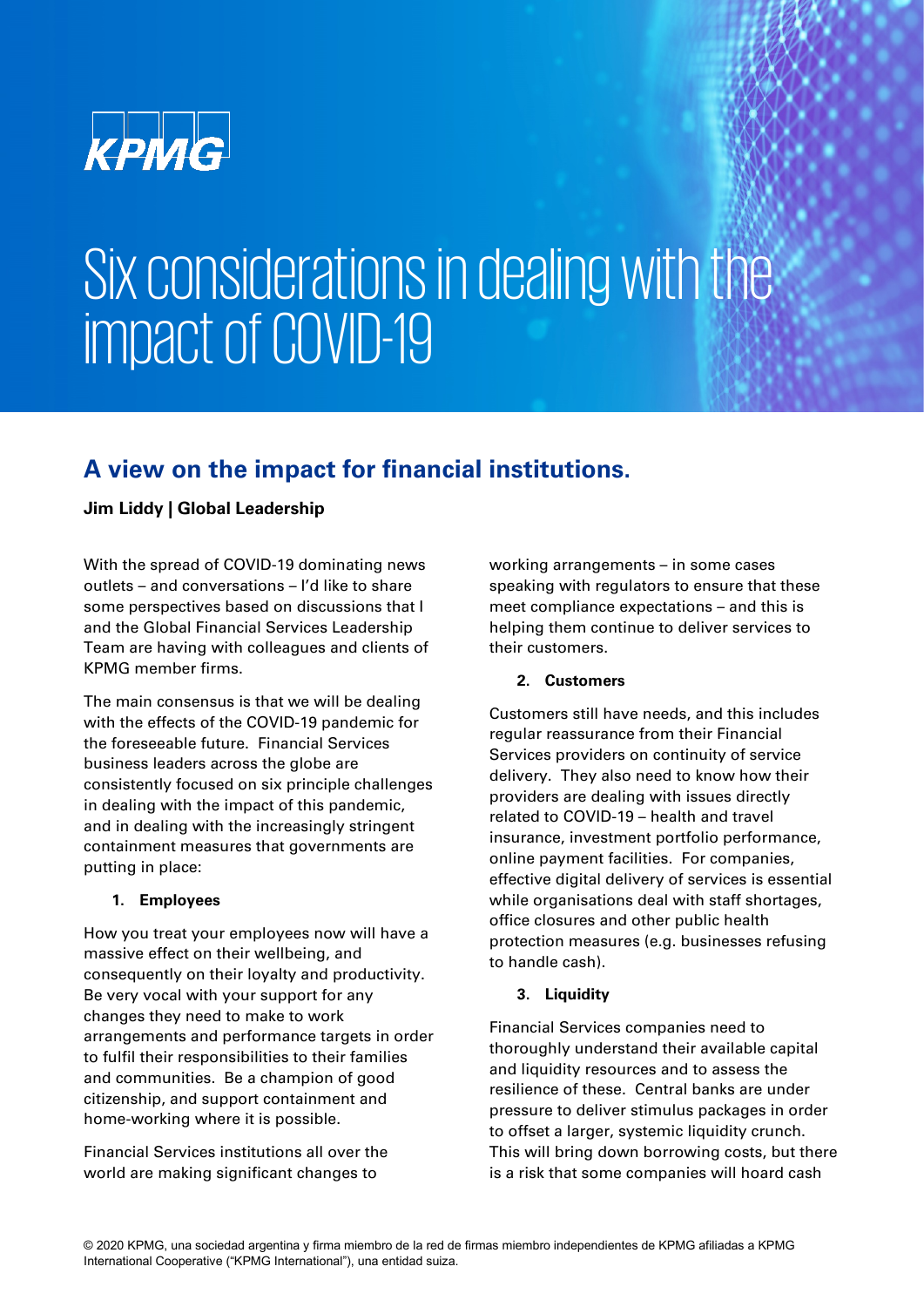KPMG

# Six considerations in dealing with the impact of COVID-19

## A view on the impact for financial institutions.

**Jim Liddy | Global Leadership**

With the spread of COVID-19 dominating news outlets – and conversations – I'd like to share some perspectives based on discussions that I and the Global Financial Services Leadership Team are having with colleagues and clients of KPMG member firms.

The main consensus is that we will be dealing with the effects of the COVID-19 pandemic for the foreseeable future. Financial Services business leaders across the globe are consistently focused on six principle challenges in dealing with the impact of this pandemic, and in dealing with the increasingly stringent containment measures that governments are putting in place:

### 1. Employees

How you treat your employees now will have a massive effect on their wellbeing, and consequently on their loyalty and productivity. Be very vocal with your support for any changes they need to make to work arrangements and performance targets in order to fulfil their responsibilities to their families and communities. Be a champion of good citizenship, and support containment and home-working where it is possible.

Financial Services institutions all over the world are making significant changes to working arrangements – in some cases speaking with regulators to ensure that these meet compliance expectations – and this is helping them continue to deliver services to their customers.

### 2. Customers

Customers still have needs, and this includes regular reassurance from their Financial Services providers on continuity of service delivery. They also need to know how their providers are dealing with issues directly related to COVID-19 – health and travel insurance, investment portfolio performance, online payment facilities. For companies, effective digital delivery of services is essential while organisations deal with staff shortages, office closures and other public health protection measures (e.g. businesses refusing to handle cash).

### 3. Liquidity

Financial Services companies need to thoroughly understand their available capital and liquidity resources and to assess the resilience of these. Central banks are under pressure to deliver stimulus packages in order to offset a larger, systemic liquidity crunch. This will bring down borrowing costs, but there is a risk that some companies will hoard cash

© 2020 KPMG, una sociedad argentina y firma miembro de la red de firmas miembro independientes de KPMG afiliadas a KPMG International Cooperative ("KPMG International"), una entidad suiza.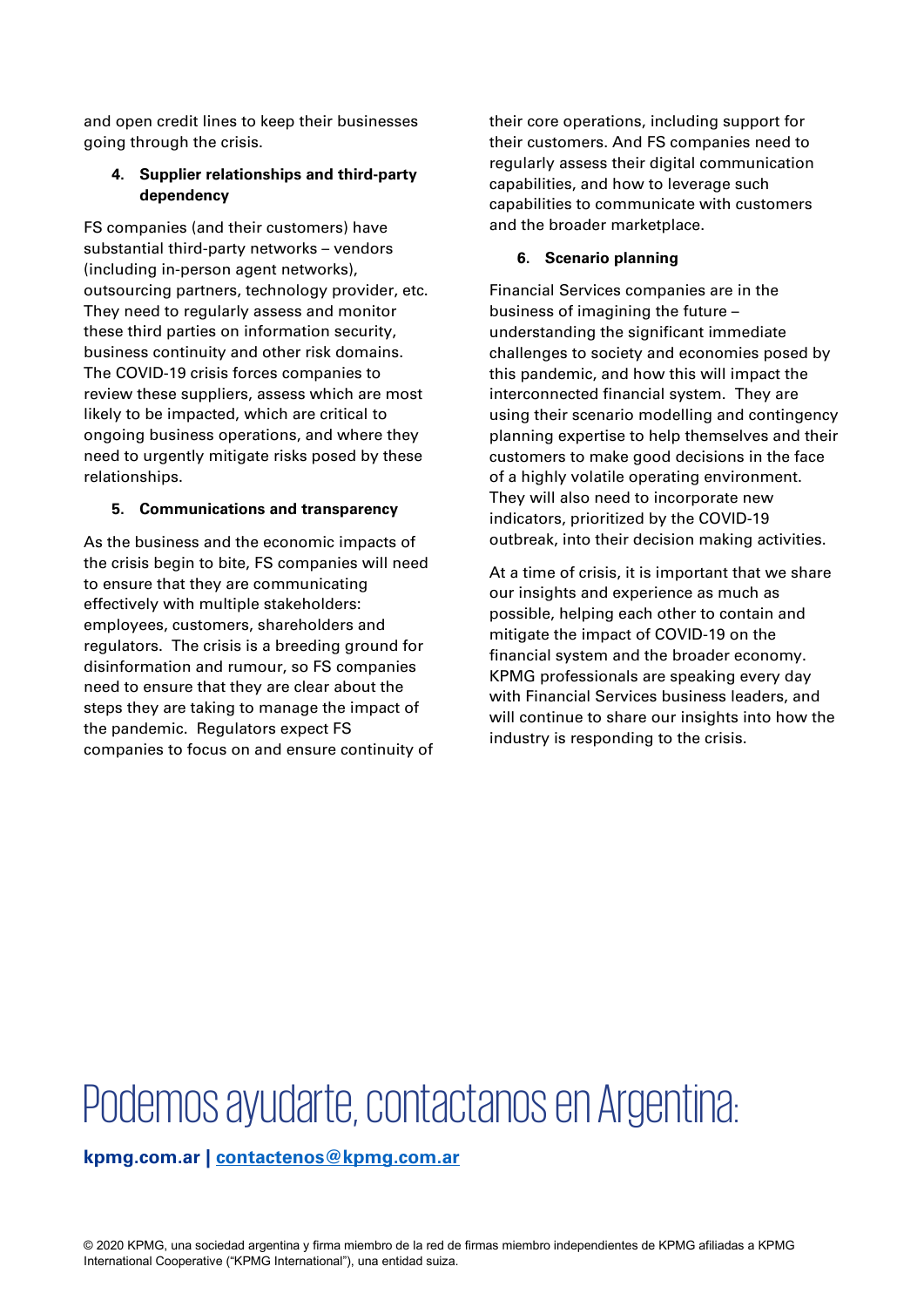and open credit lines to keep their businesses going through the crisis.

4. **Supplier relationships and third-party dependency**

FS companies (and their customers) have substantial third-party networks – vendors (including in-person agent networks), outsourcing partners, technology provider, etc. They need to regularly assess and monitor these third parties on information security, business continuity and other risk domains. The COVID-19 crisis forces companies to review these suppliers, assess which are most likely to be impacted, which are critical to ongoing business operations, and where they need to urgently mitigate risks posed by these relationships.

5. **Communications and transparency**

As the business and the economic impacts of the crisis begin to bite, FS companies will need to ensure that they are communicating effectively with multiple stakeholders: employees, customers, shareholders and regulators. The crisis is a breeding ground for disinformation and rumour, so FS companies need to ensure that they are clear about the steps they are taking to manage the impact of the pandemic. Regulators expect FS companies to focus on and ensure continuity of their core operations, including support for their customers. And FS companies need to regularly assess their digital communication capabilities, and how to leverage such capabilities to communicate with customers and the broader marketplace.

6. **Scenario planning**

Financial Services companies are in the business of imagining the future – understanding the significant immediate challenges to society and economies posed by this pandemic, and how this will impact the interconnected financial system. They are using their scenario modelling and contingency planning expertise to help themselves and their customers to make good decisions in the face of a highly volatile operating environment. They will also need to incorporate new indicators, prioritized by the COVID-19 outbreak, into their decision making activities.

At a time of crisis, it is important that we share our insights and experience as much as possible, helping each other to contain and mitigate the impact of COVID-19 on the financial system and the broader economy. KPMG professionals are speaking every day with Financial Services business leaders, and will continue to share our insights into how the industry is responding to the crisis.

# Podemos ayudarte, contactanos en Argentina:

**kpmg.com.ar | [contactenos@kpmg.com.ar](mailto:contactenos@kpmg.com.ar)**

© 2020 KPMG, una sociedad argentina y firma miembro de la red de firmas miembro independientes de KPMG afiliadas a KPMG International Cooperative ("KPMG International"), una entidad suiza.